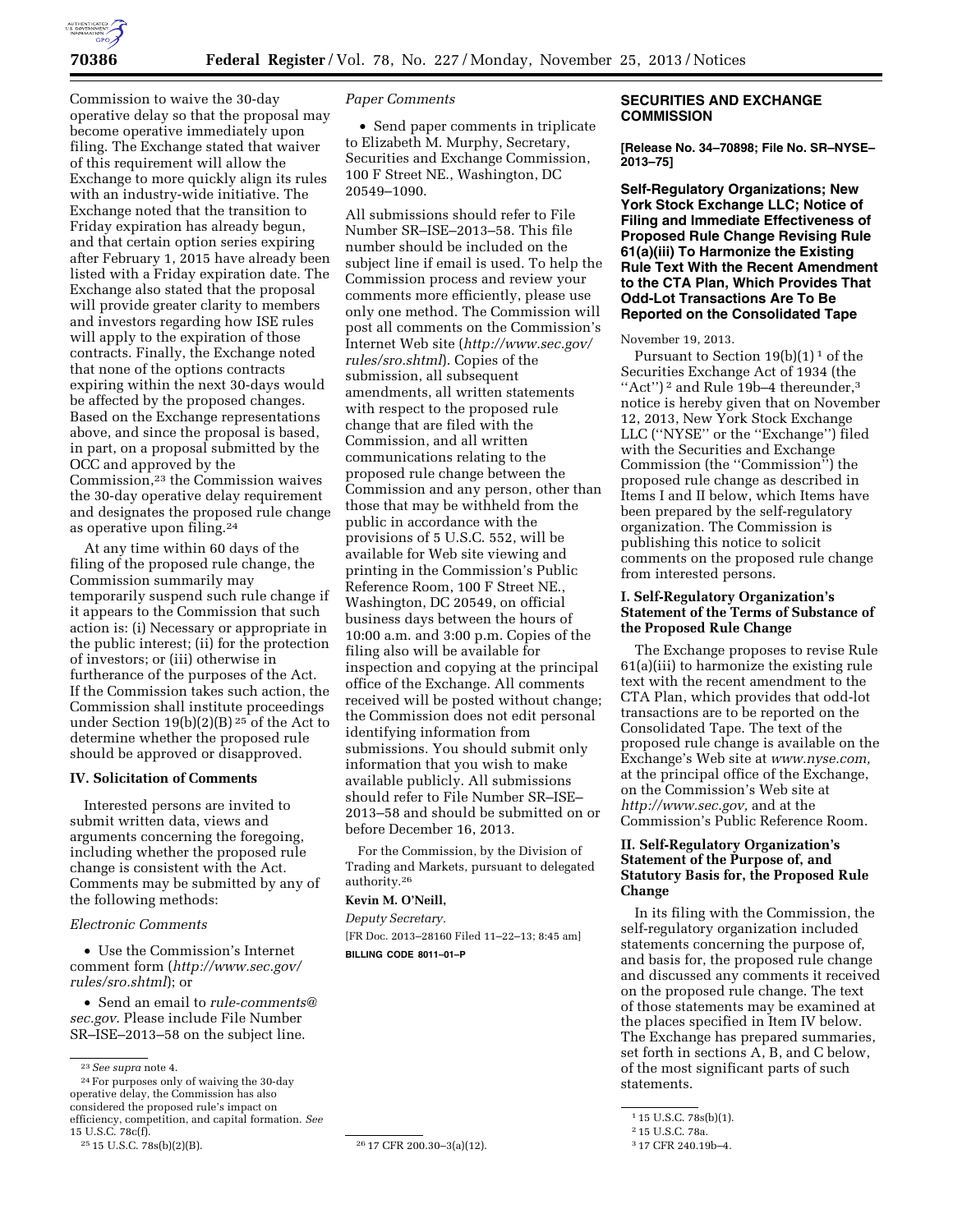Commission to waive the 30-day operative delay so that the proposal may become operative immediately upon filing. The Exchange stated that waiver of this requirement will allow the Exchange to more quickly align its rules with an industry-wide initiative. The Exchange noted that the transition to Friday expiration has already begun, and that certain option series expiring after February 1, 2015 have already been listed with a Friday expiration date. The Exchange also stated that the proposal will provide greater clarity to members and investors regarding how ISE rules will apply to the expiration of those contracts. Finally, the Exchange noted that none of the options contracts expiring within the next 30-days would be affected by the proposed changes. Based on the Exchange representations above, and since the proposal is based, in part, on a proposal submitted by the OCC and approved by the Commission,[23] the Commission waives the 30-day operative delay requirement and designates the proposed rule change as operative upon filing.[24]

At any time within 60 days of the filing of the proposed rule change, the Commission summarily may temporarily suspend such rule change if it appears to the Commission that such action is: (i) Necessary or appropriate in the public interest; (ii) for the protection of investors; or (iii) otherwise in furtherance of the purposes of the Act. If the Commission takes such action, the Commission shall institute proceedings under Section 19(b)(2)(B)[25] of the Act to determine whether the proposed rule should be approved or disapproved.

## IV. Solicitation of Comments

Interested persons are invited to submit written data, views and arguments concerning the foregoing, including whether the proposed rule change is consistent with the Act. Comments may be submitted by any of the following methods:

*Electronic Comments*

- Use the Commission's Internet comment form (*http://www.sec.gov/rules/sro.shtml*); or
- Send an email to *rule-comments@sec.gov*. Please include File Number SR–ISE–2013–58 on the subject line.

*Paper Comments*

- Send paper comments in triplicate to Elizabeth M. Murphy, Secretary, Securities and Exchange Commission, 100 F Street NE., Washington, DC 20549–1090.

All submissions should refer to File Number SR–ISE–2013–58. This file number should be included on the subject line if email is used. To help the Commission process and review your comments more efficiently, please use only one method. The Commission will post all comments on the Commission's Internet Web site (*http://www.sec.gov/rules/sro.shtml*). Copies of the submission, all subsequent amendments, all written statements with respect to the proposed rule change that are filed with the Commission, and all written communications relating to the proposed rule change between the Commission and any person, other than those that may be withheld from the public in accordance with the provisions of 5 U.S.C. 552, will be available for Web site viewing and printing in the Commission's Public Reference Room, 100 F Street NE., Washington, DC 20549, on official business days between the hours of 10:00 a.m. and 3:00 p.m. Copies of the filing also will be available for inspection and copying at the principal office of the Exchange. All comments received will be posted without change; the Commission does not edit personal identifying information from submissions. You should submit only information that you wish to make available publicly. All submissions should refer to File Number SR–ISE–2013–58 and should be submitted on or before December 16, 2013.

For the Commission, by the Division of Trading and Markets, pursuant to delegated authority.[26]

**Kevin M. O'Neill,**

*Deputy Secretary.*

[FR Doc. 2013–28160 Filed 11–22–13; 8:45 am]

**BILLING CODE 8011–01–P**

[23] *See supra* note 4.

[24] For purposes only of waiving the 30-day operative delay, the Commission has also considered the proposed rule's impact on efficiency, competition, and capital formation. *See* 15 U.S.C. 78c(f).

[25] 15 U.S.C. 78s(b)(2)(B).

[26] 17 CFR 200.30–3(a)(12).

## SECURITIES AND EXCHANGE COMMISSION

**[Release No. 34–70898; File No. SR–NYSE–2013–75]**

### Self-Regulatory Organizations; New York Stock Exchange LLC; Notice of Filing and Immediate Effectiveness of Proposed Rule Change Revising Rule 61(a)(iii) To Harmonize the Existing Rule Text With the Recent Amendment to the CTA Plan, Which Provides That Odd-Lot Transactions Are To Be Reported on the Consolidated Tape

November 19, 2013.

Pursuant to Section 19(b)(1)[1] of the Securities Exchange Act of 1934 (the "Act")[2] and Rule 19b–4 thereunder,[3] notice is hereby given that on November 12, 2013, New York Stock Exchange LLC ("NYSE" or the "Exchange") filed with the Securities and Exchange Commission (the "Commission") the proposed rule change as described in Items I and II below, which Items have been prepared by the self-regulatory organization. The Commission is publishing this notice to solicit comments on the proposed rule change from interested persons.

## I. Self-Regulatory Organization's Statement of the Terms of Substance of the Proposed Rule Change

The Exchange proposes to revise Rule 61(a)(iii) to harmonize the existing rule text with the recent amendment to the CTA Plan, which provides that odd-lot transactions are to be reported on the Consolidated Tape. The text of the proposed rule change is available on the Exchange's Web site at *www.nyse.com,* at the principal office of the Exchange, on the Commission's Web site at *http://www.sec.gov,* and at the Commission's Public Reference Room.

## II. Self-Regulatory Organization's Statement of the Purpose of, and Statutory Basis for, the Proposed Rule Change

In its filing with the Commission, the self-regulatory organization included statements concerning the purpose of, and basis for, the proposed rule change and discussed any comments it received on the proposed rule change. The text of those statements may be examined at the places specified in Item IV below. The Exchange has prepared summaries, set forth in sections A, B, and C below, of the most significant parts of such statements.

[1] 15 U.S.C. 78s(b)(1).

[2] 15 U.S.C. 78a.

[3] 17 CFR 240.19b–4.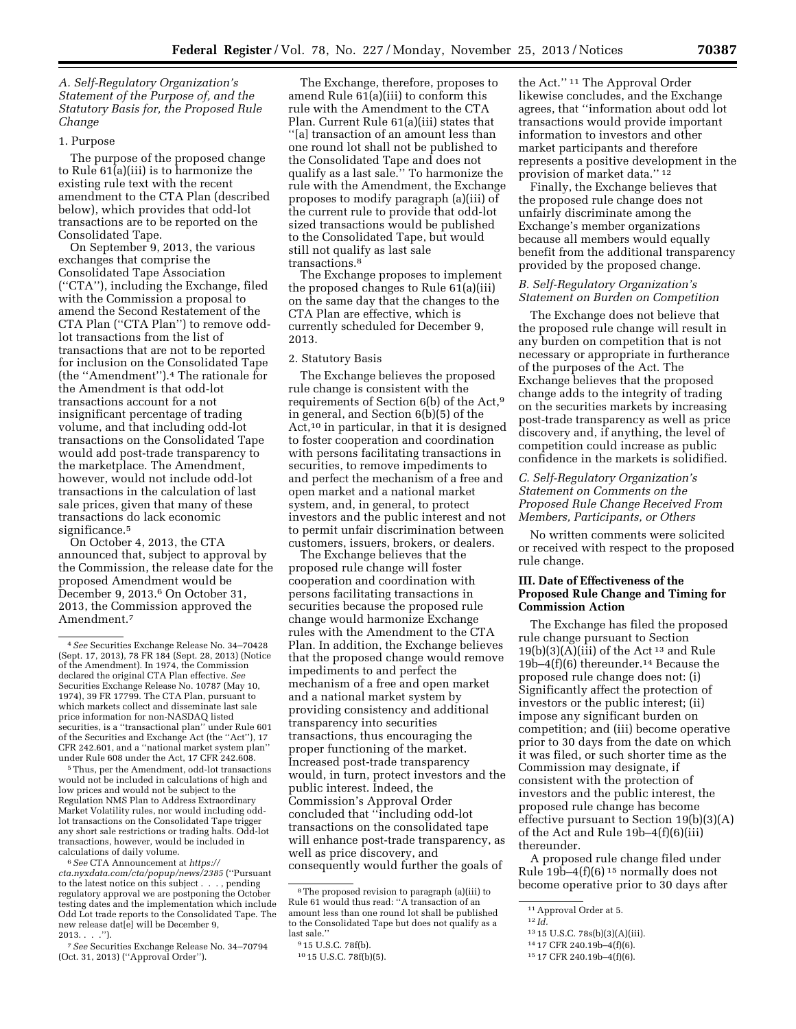### A. Self-Regulatory Organization's Statement of the Purpose of, and the Statutory Basis for, the Proposed Rule Change

#### 1. Purpose

The purpose of the proposed change to Rule 61(a)(iii) is to harmonize the existing rule text with the recent amendment to the CTA Plan (described below), which provides that odd-lot transactions are to be reported on the Consolidated Tape.

On September 9, 2013, the various exchanges that comprise the Consolidated Tape Association ("CTA"), including the Exchange, filed with the Commission a proposal to amend the Second Restatement of the CTA Plan ("CTA Plan") to remove odd-lot transactions from the list of transactions that are not to be reported for inclusion on the Consolidated Tape (the "Amendment").[4] The rationale for the Amendment is that odd-lot transactions account for a not insignificant percentage of trading volume, and that including odd-lot transactions on the Consolidated Tape would add post-trade transparency to the marketplace. The Amendment, however, would not include odd-lot transactions in the calculation of last sale prices, given that many of these transactions do lack economic significance.[5]

On October 4, 2013, the CTA announced that, subject to approval by the Commission, the release date for the proposed Amendment would be December 9, 2013.[6] On October 31, 2013, the Commission approved the Amendment.[7]

The Exchange, therefore, proposes to amend Rule 61(a)(iii) to conform this rule with the Amendment to the CTA Plan. Current Rule 61(a)(iii) states that "[a] transaction of an amount less than one round lot shall not be published to the Consolidated Tape and does not qualify as a last sale." To harmonize the rule with the Amendment, the Exchange proposes to modify paragraph (a)(iii) of the current rule to provide that odd-lot sized transactions would be published to the Consolidated Tape, but would still not qualify as last sale transactions.[8]

The Exchange proposes to implement the proposed changes to Rule 61(a)(iii) on the same day that the changes to the CTA Plan are effective, which is currently scheduled for December 9, 2013.

#### 2. Statutory Basis

The Exchange believes the proposed rule change is consistent with the requirements of Section 6(b) of the Act,[9] in general, and Section 6(b)(5) of the Act,[10] in particular, in that it is designed to foster cooperation and coordination with persons facilitating transactions in securities, to remove impediments to and perfect the mechanism of a free and open market and a national market system, and, in general, to protect investors and the public interest and not to permit unfair discrimination between customers, issuers, brokers, or dealers.

The Exchange believes that the proposed rule change will foster cooperation and coordination with persons facilitating transactions in securities because the proposed rule change would harmonize Exchange rules with the Amendment to the CTA Plan. In addition, the Exchange believes that the proposed change would remove impediments to and perfect the mechanism of a free and open market and a national market system by providing consistency and additional transparency into securities transactions, thus encouraging the proper functioning of the market. Increased post-trade transparency would, in turn, protect investors and the public interest. Indeed, the Commission's Approval Order concluded that "including odd-lot transactions on the consolidated tape will enhance post-trade transparency, as well as price discovery, and consequently would further the goals of the Act."[11] The Approval Order likewise concludes, and the Exchange agrees, that "information about odd lot transactions would provide important information to investors and other market participants and therefore represents a positive development in the provision of market data."[12]

Finally, the Exchange believes that the proposed rule change does not unfairly discriminate among the Exchange's member organizations because all members would equally benefit from the additional transparency provided by the proposed change.

### B. Self-Regulatory Organization's Statement on Burden on Competition

The Exchange does not believe that the proposed rule change will result in any burden on competition that is not necessary or appropriate in furtherance of the purposes of the Act. The Exchange believes that the proposed change adds to the integrity of trading on the securities markets by increasing post-trade transparency as well as price discovery and, if anything, the level of competition could increase as public confidence in the markets is solidified.

### C. Self-Regulatory Organization's Statement on Comments on the Proposed Rule Change Received From Members, Participants, or Others

No written comments were solicited or received with respect to the proposed rule change.

## III. Date of Effectiveness of the Proposed Rule Change and Timing for Commission Action

The Exchange has filed the proposed rule change pursuant to Section 19(b)(3)(A)(iii) of the Act[13] and Rule 19b–4(f)(6) thereunder.[14] Because the proposed rule change does not: (i) Significantly affect the protection of investors or the public interest; (ii) impose any significant burden on competition; and (iii) become operative prior to 30 days from the date on which it was filed, or such shorter time as the Commission may designate, if consistent with the protection of investors and the public interest, the proposed rule change has become effective pursuant to Section 19(b)(3)(A) of the Act and Rule 19b–4(f)(6)(iii) thereunder.

A proposed rule change filed under Rule 19b–4(f)(6)[15] normally does not become operative prior to 30 days after

---

[4] *See* Securities Exchange Release No. 34–70428 (Sept. 17, 2013), 78 FR 184 (Sept. 28, 2013) (Notice of the Amendment). In 1974, the Commission declared the original CTA Plan effective. *See* Securities Exchange Release No. 10787 (May 10, 1974), 39 FR 17799. The CTA Plan, pursuant to which markets collect and disseminate last sale price information for non-NASDAQ listed securities, is a "transactional plan" under Rule 601 of the Securities and Exchange Act (the "Act"), 17 CFR 242.601, and a "national market system plan" under Rule 608 under the Act, 17 CFR 242.608.

[5] Thus, per the Amendment, odd-lot transactions would not be included in calculations of high and low prices and would not be subject to the Regulation NMS Plan to Address Extraordinary Market Volatility rules, nor would including odd-lot transactions on the Consolidated Tape trigger any short sale restrictions or trading halts. Odd-lot transactions, however, would be included in calculations of daily volume.

[6] *See* CTA Announcement at *https://cta.nyxdata.com/cta/popup/news/2385* ("Pursuant to the latest notice on this subject . . . , pending regulatory approval we are postponing the October testing dates and the implementation which include Odd Lot trade reports to the Consolidated Tape. The new release dat[e] will be December 9, 2013. . . .").

[7] *See* Securities Exchange Release No. 34–70794 (Oct. 31, 2013) ("Approval Order").

[8] The proposed revision to paragraph (a)(iii) to Rule 61 would thus read: "A transaction of an amount less than one round lot shall be published to the Consolidated Tape but does not qualify as a last sale."

[9] 15 U.S.C. 78f(b).

[10] 15 U.S.C. 78f(b)(5).

[11] Approval Order at 5.

[12] *Id.*

[13] 15 U.S.C. 78s(b)(3)(A)(iii).

[14] 17 CFR 240.19b–4(f)(6).

[15] 17 CFR 240.19b–4(f)(6).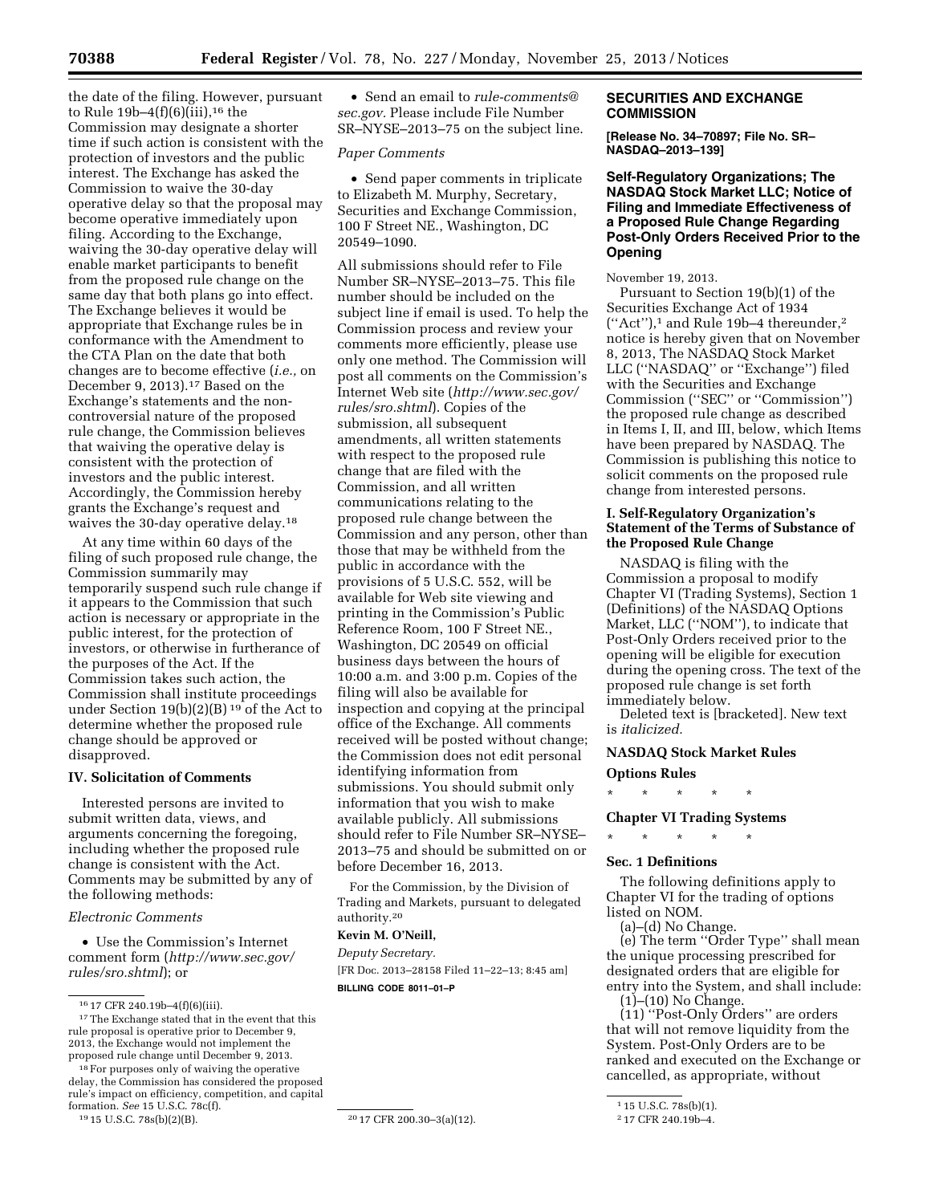the date of the filing. However, pursuant to Rule 19b–4(f)(6)(iii),[16] the Commission may designate a shorter time if such action is consistent with the protection of investors and the public interest. The Exchange has asked the Commission to waive the 30-day operative delay so that the proposal may become operative immediately upon filing. According to the Exchange, waiving the 30-day operative delay will enable market participants to benefit from the proposed rule change on the same day that both plans go into effect. The Exchange believes it would be appropriate that Exchange rules be in conformance with the Amendment to the CTA Plan on the date that both changes are to become effective (*i.e.,* on December 9, 2013).[17] Based on the Exchange's statements and the non-controversial nature of the proposed rule change, the Commission believes that waiving the operative delay is consistent with the protection of investors and the public interest. Accordingly, the Commission hereby grants the Exchange's request and waives the 30-day operative delay.[18]

At any time within 60 days of the filing of such proposed rule change, the Commission summarily may temporarily suspend such rule change if it appears to the Commission that such action is necessary or appropriate in the public interest, for the protection of investors, or otherwise in furtherance of the purposes of the Act. If the Commission takes such action, the Commission shall institute proceedings under Section 19(b)(2)(B)[19] of the Act to determine whether the proposed rule change should be approved or disapproved.

## IV. Solicitation of Comments

Interested persons are invited to submit written data, views, and arguments concerning the foregoing, including whether the proposed rule change is consistent with the Act. Comments may be submitted by any of the following methods:

*Electronic Comments*

- Use the Commission's Internet comment form (*http://www.sec.gov/rules/sro.shtml*); or
- Send an email to *rule-comments@sec.gov.* Please include File Number SR–NYSE–2013–75 on the subject line.

*Paper Comments*

- Send paper comments in triplicate to Elizabeth M. Murphy, Secretary, Securities and Exchange Commission, 100 F Street NE., Washington, DC 20549–1090.

All submissions should refer to File Number SR–NYSE–2013–75. This file number should be included on the subject line if email is used. To help the Commission process and review your comments more efficiently, please use only one method. The Commission will post all comments on the Commission's Internet Web site (*http://www.sec.gov/rules/sro.shtml*). Copies of the submission, all subsequent amendments, all written statements with respect to the proposed rule change that are filed with the Commission, and all written communications relating to the proposed rule change between the Commission and any person, other than those that may be withheld from the public in accordance with the provisions of 5 U.S.C. 552, will be available for Web site viewing and printing in the Commission's Public Reference Room, 100 F Street NE., Washington, DC 20549 on official business days between the hours of 10:00 a.m. and 3:00 p.m. Copies of the filing will also be available for inspection and copying at the principal office of the Exchange. All comments received will be posted without change; the Commission does not edit personal identifying information from submissions. You should submit only information that you wish to make available publicly. All submissions should refer to File Number SR–NYSE–2013–75 and should be submitted on or before December 16, 2013.

For the Commission, by the Division of Trading and Markets, pursuant to delegated authority.[20]

**Kevin M. O'Neill,**

*Deputy Secretary.*

[FR Doc. 2013–28158 Filed 11–22–13; 8:45 am]

**BILLING CODE 8011–01–P**

[16] 17 CFR 240.19b–4(f)(6)(iii).

[17] The Exchange stated that in the event that this rule proposal is operative prior to December 9, 2013, the Exchange would not implement the proposed rule change until December 9, 2013.

[18] For purposes only of waiving the operative delay, the Commission has considered the proposed rule's impact on efficiency, competition, and capital formation. *See* 15 U.S.C. 78c(f).

[19] 15 U.S.C. 78s(b)(2)(B).

[20] 17 CFR 200.30–3(a)(12).

## SECURITIES AND EXCHANGE COMMISSION

**[Release No. 34–70897; File No. SR–NASDAQ–2013–139]**

### Self-Regulatory Organizations; The NASDAQ Stock Market LLC; Notice of Filing and Immediate Effectiveness of a Proposed Rule Change Regarding Post-Only Orders Received Prior to the Opening

November 19, 2013.

Pursuant to Section 19(b)(1) of the Securities Exchange Act of 1934 ("Act"),[1] and Rule 19b–4 thereunder,[2] notice is hereby given that on November 8, 2013, The NASDAQ Stock Market LLC ("NASDAQ" or "Exchange") filed with the Securities and Exchange Commission ("SEC" or "Commission") the proposed rule change as described in Items I, II, and III, below, which Items have been prepared by NASDAQ. The Commission is publishing this notice to solicit comments on the proposed rule change from interested persons.

### I. Self-Regulatory Organization's Statement of the Terms of Substance of the Proposed Rule Change

NASDAQ is filing with the Commission a proposal to modify Chapter VI (Trading Systems), Section 1 (Definitions) of the NASDAQ Options Market, LLC ("NOM"), to indicate that Post-Only Orders received prior to the opening will be eligible for execution during the opening cross. The text of the proposed rule change is set forth immediately below.

Deleted text is [bracketed]. New text is *italicized.*

**NASDAQ Stock Market Rules**

**Options Rules**

\* \* \* \* \*

**Chapter VI Trading Systems**

\* \* \* \* \*

**Sec. 1 Definitions**

The following definitions apply to Chapter VI for the trading of options listed on NOM.

(a)–(d) No Change.

(e) The term "Order Type" shall mean the unique processing prescribed for designated orders that are eligible for entry into the System, and shall include:

(1)–(10) No Change.

(11) "Post-Only Orders" are orders that will not remove liquidity from the System. Post-Only Orders are to be ranked and executed on the Exchange or cancelled, as appropriate, without

[1] 15 U.S.C. 78s(b)(1).

[2] 17 CFR 240.19b–4.